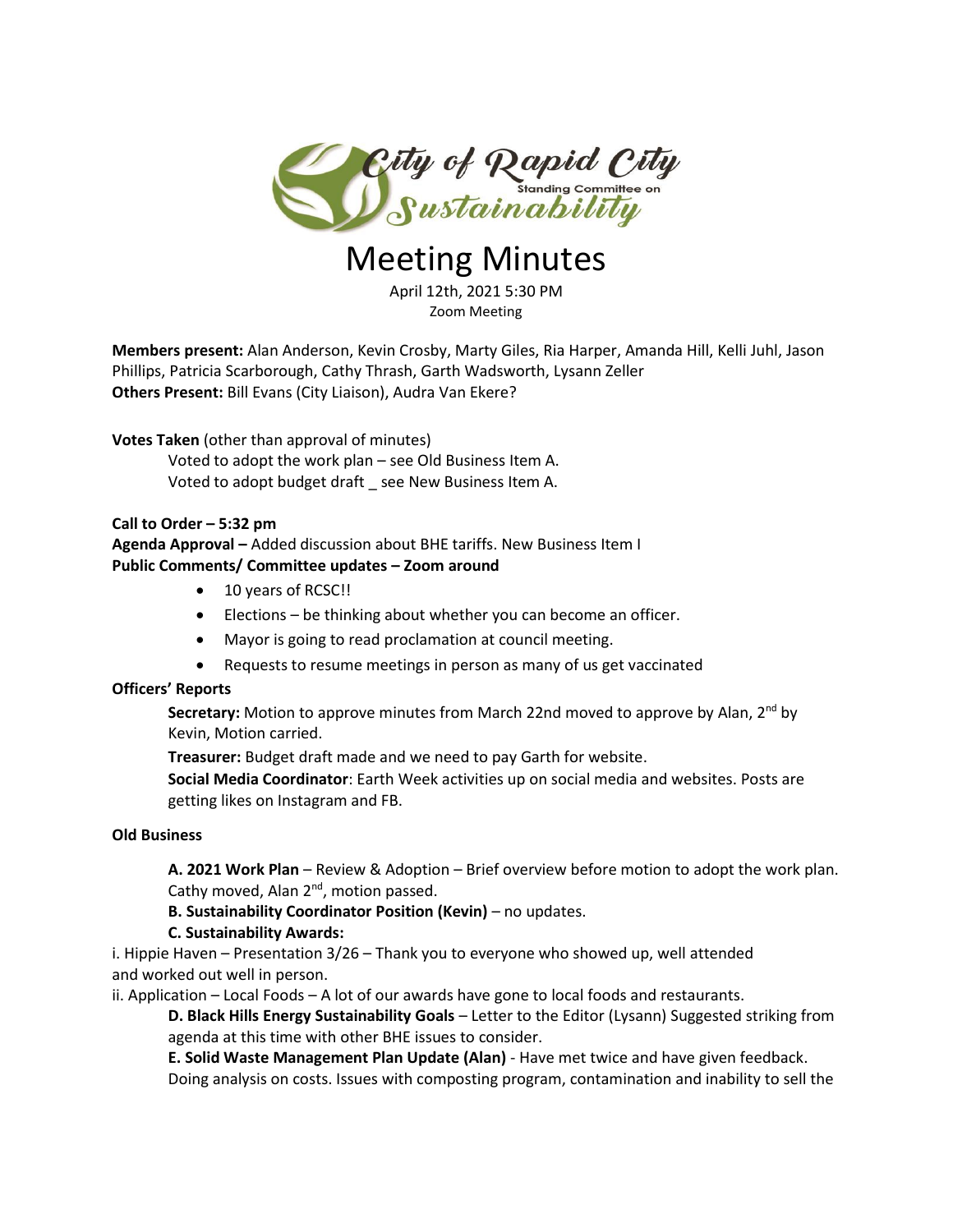City of Rapid City Standing Committee on Sustainability

# Meeting Minutes

April 12th, 2021 5:30 PM
Zoom Meeting

**Members present:** Alan Anderson, Kevin Crosby, Marty Giles, Ria Harper, Amanda Hill, Kelli Juhl, Jason Phillips, Patricia Scarborough, Cathy Thrash, Garth Wadsworth, Lysann Zeller
**Others Present:** Bill Evans (City Liaison), Audra Van Ekere?

**Votes Taken** (other than approval of minutes)

Voted to adopt the work plan – see Old Business Item A.
Voted to adopt budget draft _ see New Business Item A.

**Call to Order – 5:32 pm**
**Agenda Approval –** Added discussion about BHE tariffs. New Business Item I
**Public Comments/ Committee updates – Zoom around**

- 10 years of RCSC!!
- Elections – be thinking about whether you can become an officer.
- Mayor is going to read proclamation at council meeting.
- Requests to resume meetings in person as many of us get vaccinated

**Officers' Reports**

**Secretary:** Motion to approve minutes from March 22nd moved to approve by Alan, 2nd by Kevin, Motion carried.

**Treasurer:** Budget draft made and we need to pay Garth for website.

**Social Media Coordinator**: Earth Week activities up on social media and websites. Posts are getting likes on Instagram and FB.

**Old Business**

**A. 2021 Work Plan** – Review & Adoption – Brief overview before motion to adopt the work plan. Cathy moved, Alan 2nd, motion passed.

**B. Sustainability Coordinator Position (Kevin)** – no updates.

**C. Sustainability Awards:**

i. Hippie Haven – Presentation 3/26 – Thank you to everyone who showed up, well attended and worked out well in person.

ii. Application – Local Foods – A lot of our awards have gone to local foods and restaurants.

**D. Black Hills Energy Sustainability Goals** – Letter to the Editor (Lysann) Suggested striking from agenda at this time with other BHE issues to consider.

**E. Solid Waste Management Plan Update (Alan)** - Have met twice and have given feedback. Doing analysis on costs. Issues with composting program, contamination and inability to sell the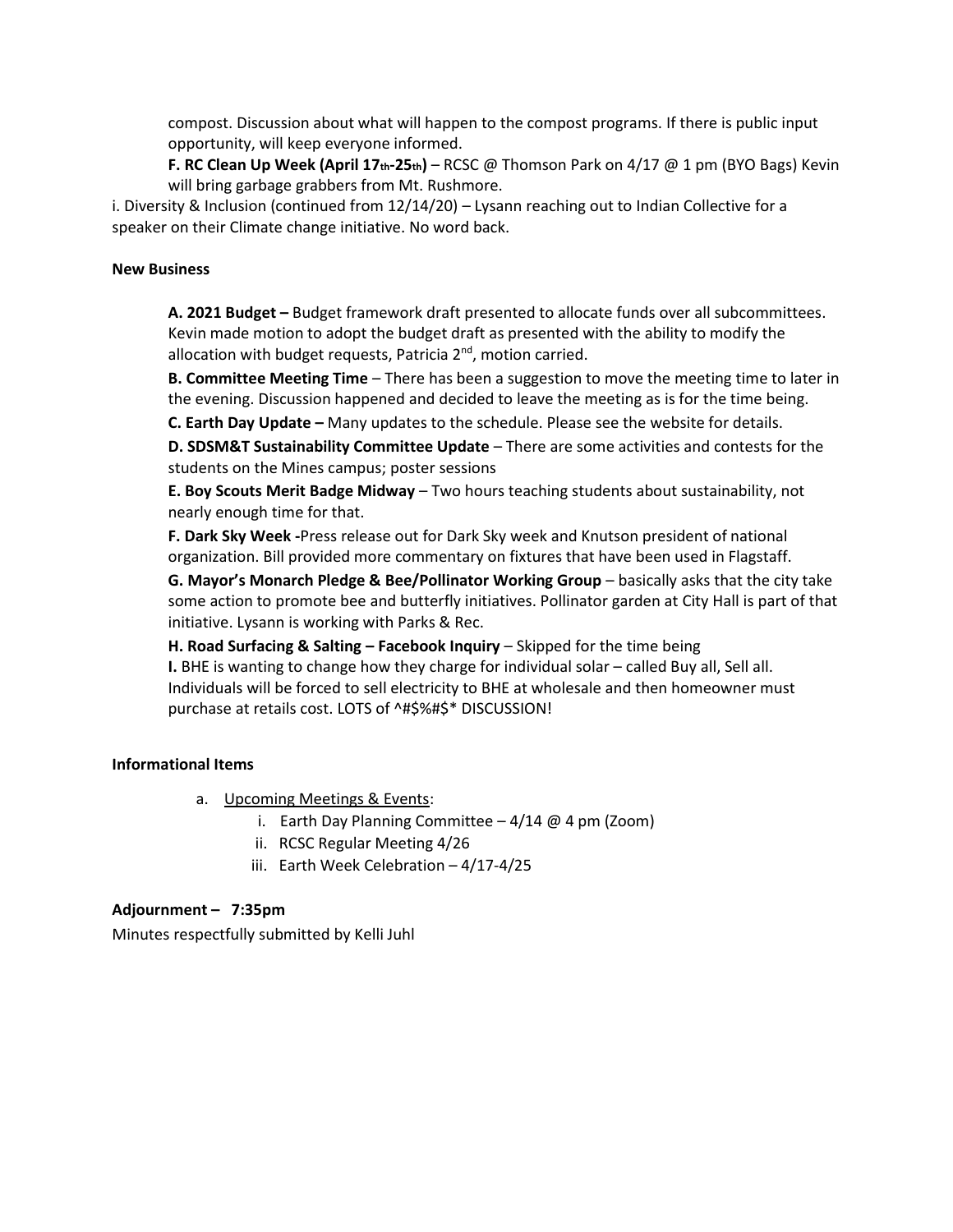compost. Discussion about what will happen to the compost programs. If there is public input opportunity, will keep everyone informed.

**F. RC Clean Up Week (April 17th-25th)** – RCSC @ Thomson Park on 4/17 @ 1 pm (BYO Bags) Kevin will bring garbage grabbers from Mt. Rushmore.

i. Diversity & Inclusion (continued from 12/14/20) – Lysann reaching out to Indian Collective for a speaker on their Climate change initiative. No word back.

**New Business**

**A. 2021 Budget –** Budget framework draft presented to allocate funds over all subcommittees. Kevin made motion to adopt the budget draft as presented with the ability to modify the allocation with budget requests, Patricia 2nd, motion carried.

**B. Committee Meeting Time** – There has been a suggestion to move the meeting time to later in the evening. Discussion happened and decided to leave the meeting as is for the time being.

**C. Earth Day Update –** Many updates to the schedule. Please see the website for details.

**D. SDSM&T Sustainability Committee Update** – There are some activities and contests for the students on the Mines campus; poster sessions

**E. Boy Scouts Merit Badge Midway** – Two hours teaching students about sustainability, not nearly enough time for that.

**F. Dark Sky Week -**Press release out for Dark Sky week and Knutson president of national organization. Bill provided more commentary on fixtures that have been used in Flagstaff.

**G. Mayor's Monarch Pledge & Bee/Pollinator Working Group** – basically asks that the city take some action to promote bee and butterfly initiatives. Pollinator garden at City Hall is part of that initiative. Lysann is working with Parks & Rec.

**H. Road Surfacing & Salting – Facebook Inquiry** – Skipped for the time being

**I.** BHE is wanting to change how they charge for individual solar – called Buy all, Sell all. Individuals will be forced to sell electricity to BHE at wholesale and then homeowner must purchase at retails cost. LOTS of ^#$%#$* DISCUSSION!

**Informational Items**

a. Upcoming Meetings & Events:
   i. Earth Day Planning Committee – 4/14 @ 4 pm (Zoom)
   ii. RCSC Regular Meeting 4/26
   iii. Earth Week Celebration – 4/17-4/25

**Adjournment – 7:35pm**

Minutes respectfully submitted by Kelli Juhl